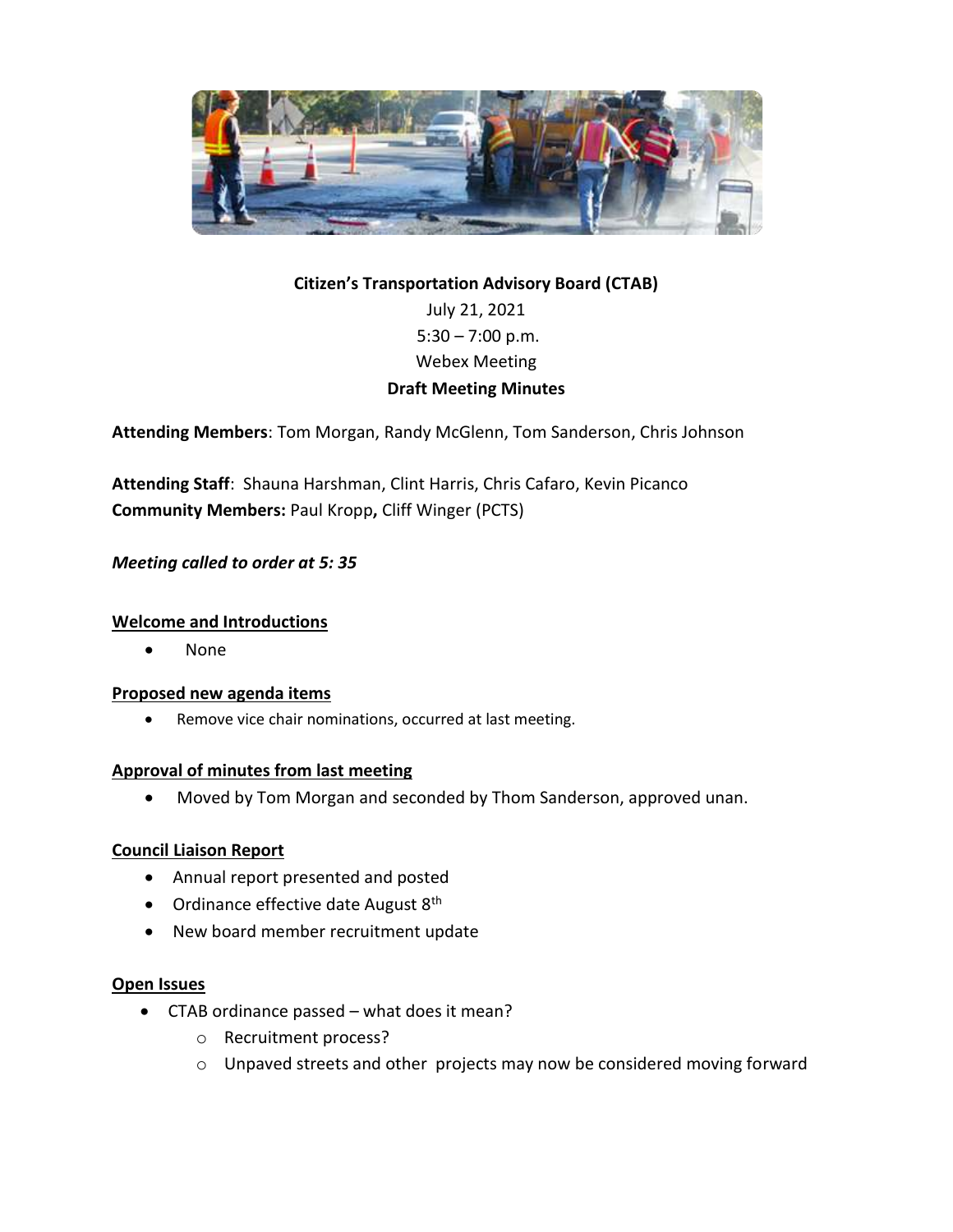**Citizen's Transportation Advisory Board (CTAB)**

July 21, 2021

5:30 – 7:00 p.m.

Webex Meeting

**Draft Meeting Minutes**

**Attending Members**: Tom Morgan, Randy McGlenn, Tom Sanderson, Chris Johnson

**Attending Staff**: Shauna Harshman, Clint Harris, Chris Cafaro, Kevin Picanco

**Community Members:** Paul Kropp**,** Cliff Winger (PCTS)

***Meeting called to order at 5: 35***

**Welcome and Introductions**

- None

**Proposed new agenda items**

- Remove vice chair nominations, occurred at last meeting.

**Approval of minutes from last meeting**

- Moved by Tom Morgan and seconded by Thom Sanderson, approved unan.

**Council Liaison Report**

- Annual report presented and posted
- Ordinance effective date August 8th
- New board member recruitment update

**Open Issues**

- CTAB ordinance passed – what does it mean?
  - Recruitment process?
  - Unpaved streets and other projects may now be considered moving forward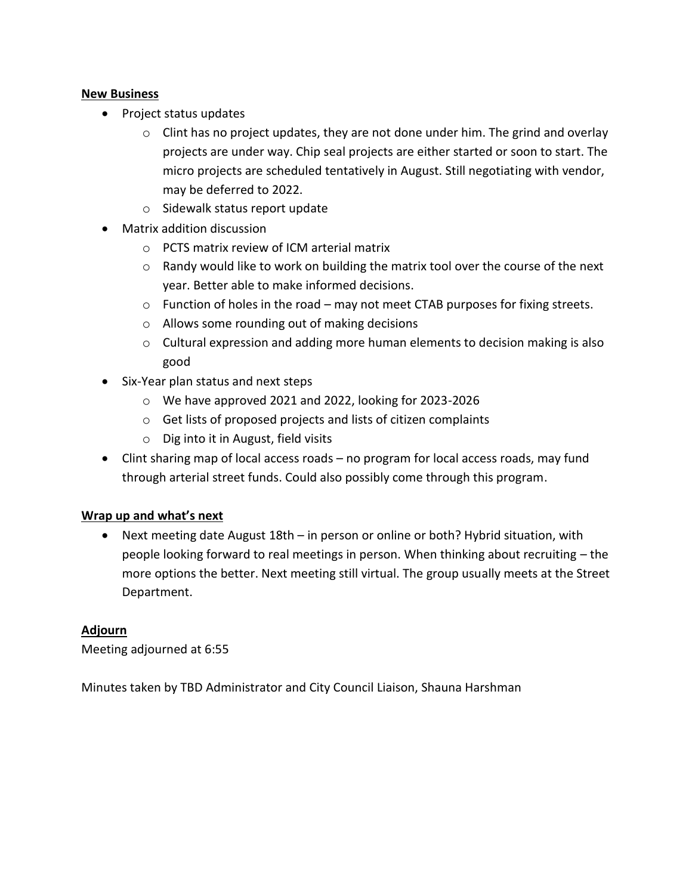**New Business**

- Project status updates
    - Clint has no project updates, they are not done under him. The grind and overlay projects are under way. Chip seal projects are either started or soon to start. The micro projects are scheduled tentatively in August. Still negotiating with vendor, may be deferred to 2022.
    - Sidewalk status report update
- Matrix addition discussion
    - PCTS matrix review of ICM arterial matrix
    - Randy would like to work on building the matrix tool over the course of the next year. Better able to make informed decisions.
    - Function of holes in the road – may not meet CTAB purposes for fixing streets.
    - Allows some rounding out of making decisions
    - Cultural expression and adding more human elements to decision making is also good
- Six-Year plan status and next steps
    - We have approved 2021 and 2022, looking for 2023-2026
    - Get lists of proposed projects and lists of citizen complaints
    - Dig into it in August, field visits
- Clint sharing map of local access roads – no program for local access roads, may fund through arterial street funds. Could also possibly come through this program.

**Wrap up and what's next**

- Next meeting date August 18th – in person or online or both? Hybrid situation, with people looking forward to real meetings in person. When thinking about recruiting – the more options the better. Next meeting still virtual. The group usually meets at the Street Department.

**Adjourn**

Meeting adjourned at 6:55

Minutes taken by TBD Administrator and City Council Liaison, Shauna Harshman